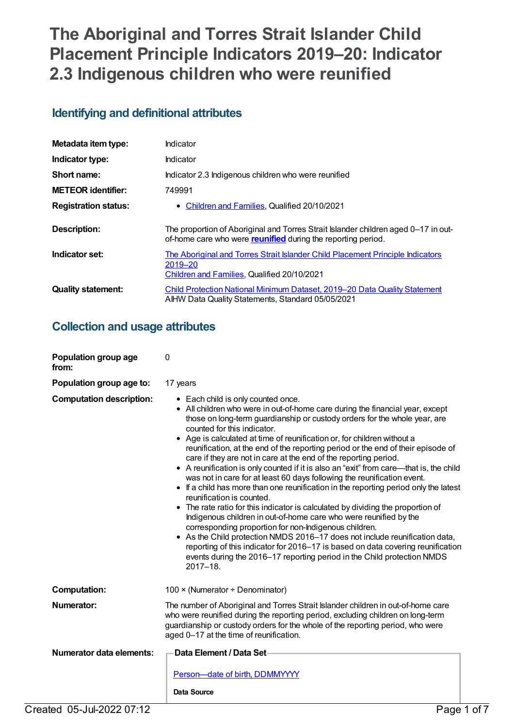# The Aboriginal and Torres Strait Islander Child Placement Principle Indicators 2019–20: Indicator 2.3 Indigenous children who were reunified

## Identifying and definitional attributes

| | |
|---|---|
| **Metadata item type:** | Indicator |
| **Indicator type:** | Indicator |
| **Short name:** | Indicator 2.3 Indigenous children who were reunified |
| **METEOR identifier:** | 749991 |
| **Registration status:** | • Children and Families, Qualified 20/10/2021 |
| **Description:** | The proportion of Aboriginal and Torres Strait Islander children aged 0–17 in out-of-home care who were **reunified** during the reporting period. |
| **Indicator set:** | The Aboriginal and Torres Strait Islander Child Placement Principle Indicators 2019–20<br>Children and Families, Qualified 20/10/2021 |
| **Quality statement:** | Child Protection National Minimum Dataset, 2019–20 Data Quality Statement<br>AIHW Data Quality Statements, Standard 05/05/2021 |

## Collection and usage attributes

**Population group age from:** 0

**Population group age to:** 17 years

**Computation description:**

- Each child is only counted once.
- All children who were in out-of-home care during the financial year, except those on long-term guardianship or custody orders for the whole year, are counted for this indicator.
- Age is calculated at time of reunification or, for children without a reunification, at the end of the reporting period or the end of their episode of care if they are not in care at the end of the reporting period.
- A reunification is only counted if it is also an "exit" from care—that is, the child was not in care for at least 60 days following the reunification event.
- If a child has more than one reunification in the reporting period only the latest reunification is counted.
- The rate ratio for this indicator is calculated by dividing the proportion of Indigenous children in out-of-home care who were reunified by the corresponding proportion for non-Indigenous children.
- As the Child protection NMDS 2016–17 does not include reunification data, reporting of this indicator for 2016–17 is based on data covering reunification events during the 2016–17 reporting period in the Child protection NMDS 2017–18.

**Computation:** 100 × (Numerator ÷ Denominator)

**Numerator:** The number of Aboriginal and Torres Strait Islander children in out-of-home care who were reunified during the reporting period, excluding children on long-term guardianship or custody orders for the whole of the reporting period, who were aged 0–17 at the time of reunification.

**Numerator data elements:**

**Data Element / Data Set**

Person—date of birth, DDMMYYYY

**Data Source**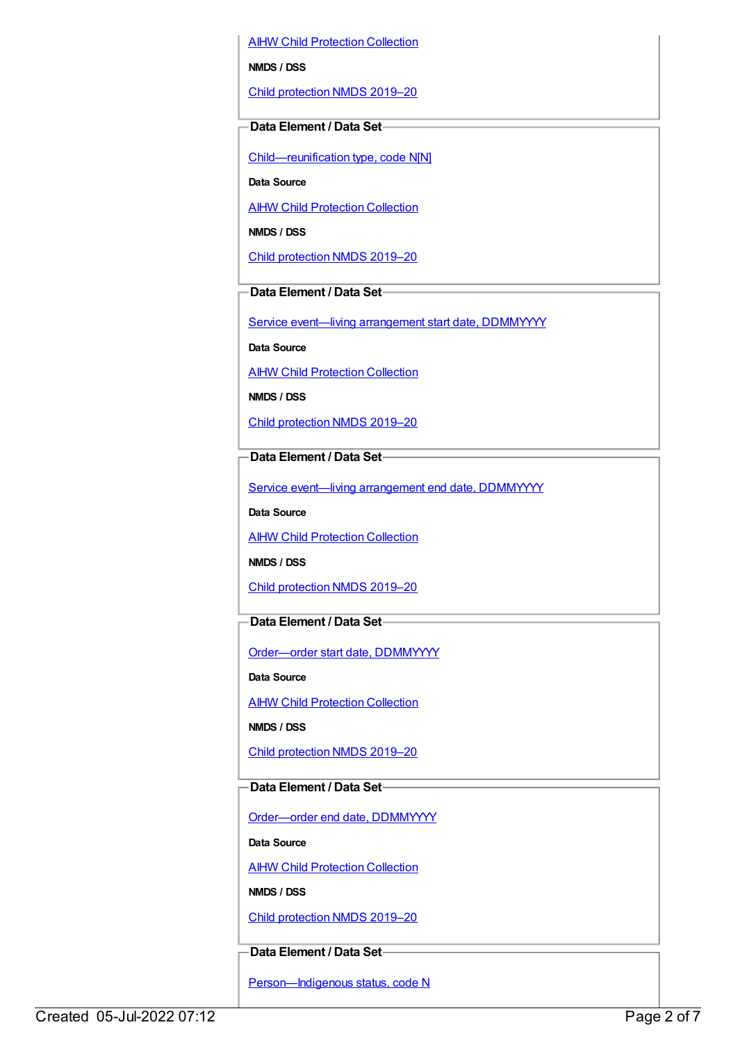AIHW Child Protection Collection

**NMDS / DSS**

Child protection NMDS 2019–20

**Data Element / Data Set**

Child—reunification type, code N[N]

**Data Source**

AIHW Child Protection Collection

**NMDS / DSS**

Child protection NMDS 2019–20

**Data Element / Data Set**

Service event—living arrangement start date, DDMMYYYY

**Data Source**

AIHW Child Protection Collection

**NMDS / DSS**

Child protection NMDS 2019–20

**Data Element / Data Set**

Service event—living arrangement end date, DDMMYYYY

**Data Source**

AIHW Child Protection Collection

**NMDS / DSS**

Child protection NMDS 2019–20

**Data Element / Data Set**

Order—order start date, DDMMYYYY

**Data Source**

AIHW Child Protection Collection

**NMDS / DSS**

Child protection NMDS 2019–20

**Data Element / Data Set**

Order—order end date, DDMMYYYY

**Data Source**

AIHW Child Protection Collection

**NMDS / DSS**

Child protection NMDS 2019–20

**Data Element / Data Set**

Person—Indigenous status, code N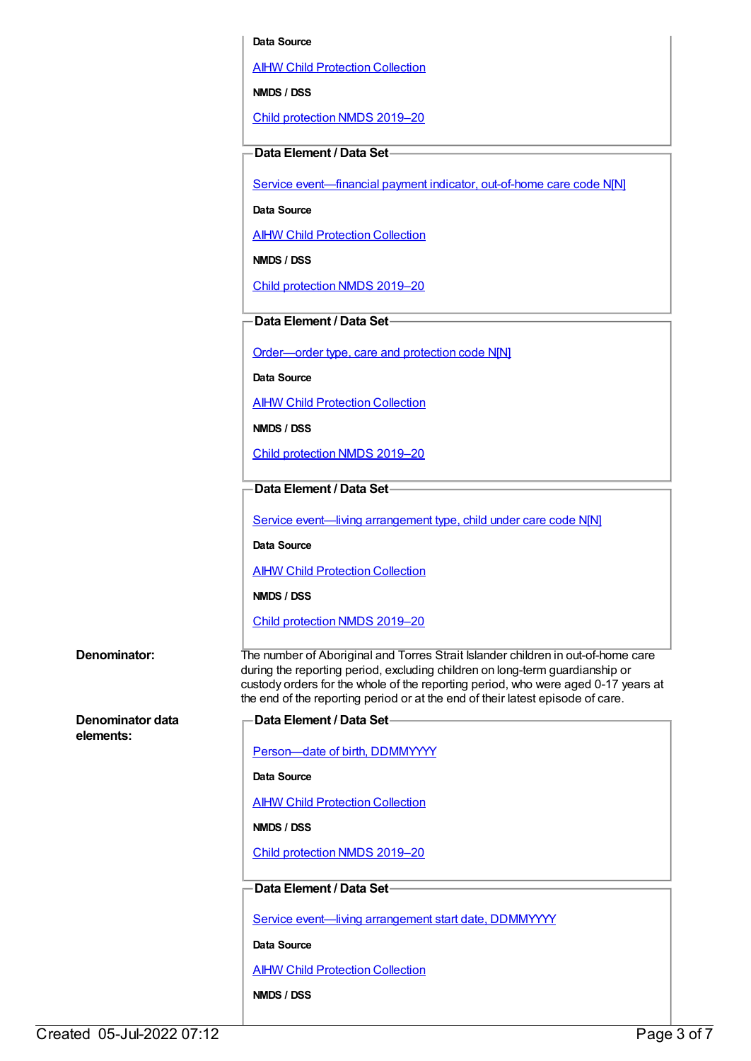**Data Source**

AIHW Child Protection Collection

**NMDS / DSS**

Child protection NMDS 2019–20

**Data Element / Data Set**

Service event—financial payment indicator, out-of-home care code N[N]

**Data Source**

AIHW Child Protection Collection

**NMDS / DSS**

Child protection NMDS 2019–20

**Data Element / Data Set**

Order—order type, care and protection code N[N]

**Data Source**

AIHW Child Protection Collection

**NMDS / DSS**

Child protection NMDS 2019–20

**Data Element / Data Set**

Service event—living arrangement type, child under care code N[N]

**Data Source**

AIHW Child Protection Collection

**NMDS / DSS**

Child protection NMDS 2019–20

**Denominator:**

The number of Aboriginal and Torres Strait Islander children in out-of-home care during the reporting period, excluding children on long-term guardianship or custody orders for the whole of the reporting period, who were aged 0-17 years at the end of the reporting period or at the end of their latest episode of care.

**Denominator data elements:**

**Data Element / Data Set**

Person—date of birth, DDMMYYYY

**Data Source**

AIHW Child Protection Collection

**NMDS / DSS**

Child protection NMDS 2019–20

**Data Element / Data Set**

Service event—living arrangement start date, DDMMYYYY

**Data Source**

AIHW Child Protection Collection

**NMDS / DSS**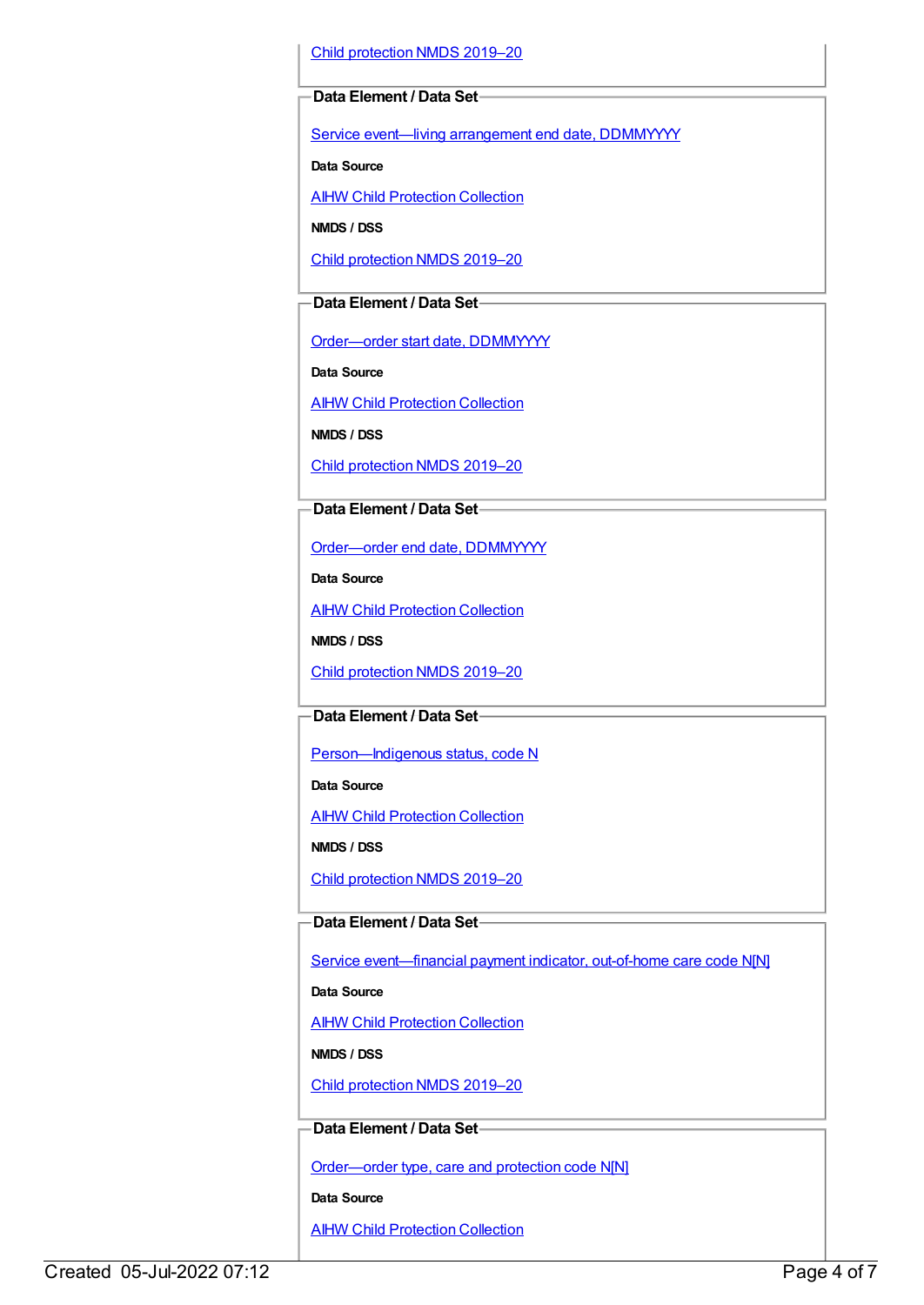Child protection NMDS 2019–20

**Data Element / Data Set**

Service event—living arrangement end date, DDMMYYYY

**Data Source**

AIHW Child Protection Collection

**NMDS / DSS**

Child protection NMDS 2019–20

**Data Element / Data Set**

Order—order start date, DDMMYYYY

**Data Source**

AIHW Child Protection Collection

**NMDS / DSS**

Child protection NMDS 2019–20

**Data Element / Data Set**

Order—order end date, DDMMYYYY

**Data Source**

AIHW Child Protection Collection

**NMDS / DSS**

Child protection NMDS 2019–20

**Data Element / Data Set**

Person—Indigenous status, code N

**Data Source**

AIHW Child Protection Collection

**NMDS / DSS**

Child protection NMDS 2019–20

**Data Element / Data Set**

Service event—financial payment indicator, out-of-home care code N[N]

**Data Source**

AIHW Child Protection Collection

**NMDS / DSS**

Child protection NMDS 2019–20

**Data Element / Data Set**

Order—order type, care and protection code N[N]

**Data Source**

AIHW Child Protection Collection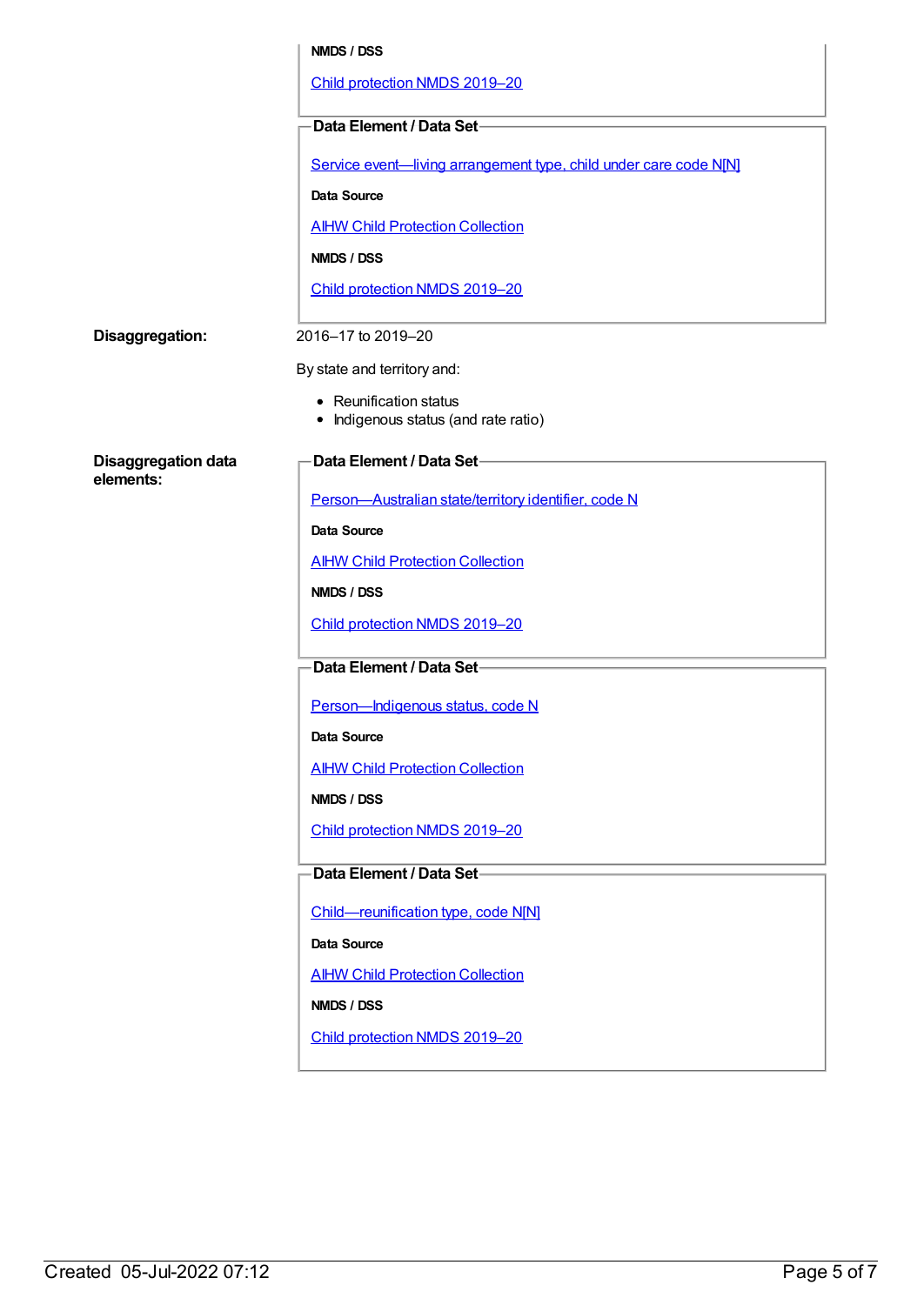**NMDS / DSS**

Child protection NMDS 2019–20

**Data Element / Data Set**

Service event—living arrangement type, child under care code N[N]

**Data Source**

AIHW Child Protection Collection

**NMDS / DSS**

Child protection NMDS 2019–20

**Disaggregation:**

2016–17 to 2019–20

By state and territory and:

- Reunification status
- Indigenous status (and rate ratio)

**Disaggregation data elements:**

**Data Element / Data Set**

Person—Australian state/territory identifier, code N

**Data Source**

AIHW Child Protection Collection

**NMDS / DSS**

Child protection NMDS 2019–20

**Data Element / Data Set**

Person—Indigenous status, code N

**Data Source**

AIHW Child Protection Collection

**NMDS / DSS**

Child protection NMDS 2019–20

**Data Element / Data Set**

Child—reunification type, code N[N]

**Data Source**

AIHW Child Protection Collection

**NMDS / DSS**

Child protection NMDS 2019–20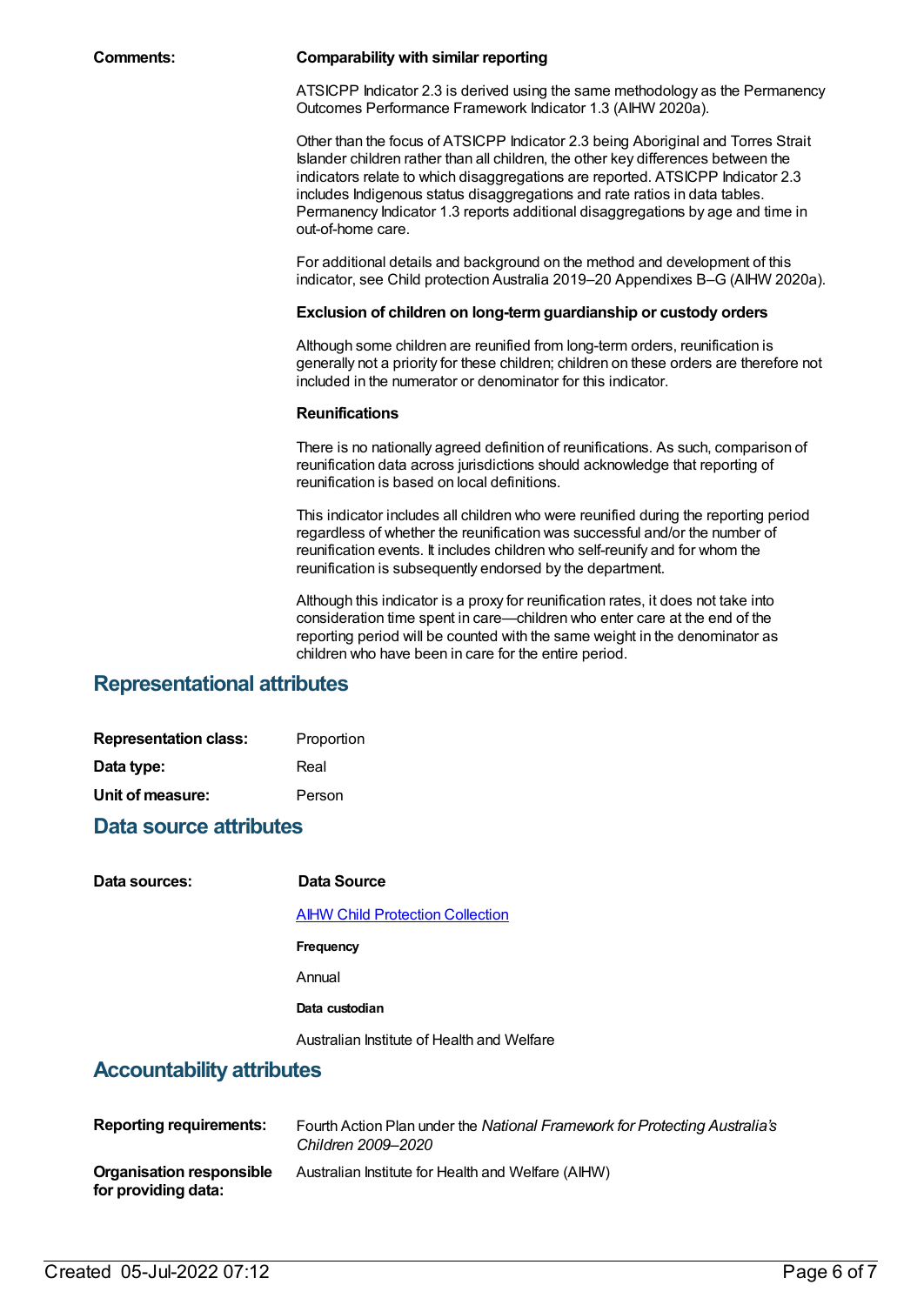**Comments:**

**Comparability with similar reporting**

ATSICPP Indicator 2.3 is derived using the same methodology as the Permanency Outcomes Performance Framework Indicator 1.3 (AIHW 2020a).

Other than the focus of ATSICPP Indicator 2.3 being Aboriginal and Torres Strait Islander children rather than all children, the other key differences between the indicators relate to which disaggregations are reported. ATSICPP Indicator 2.3 includes Indigenous status disaggregations and rate ratios in data tables. Permanency Indicator 1.3 reports additional disaggregations by age and time in out-of-home care.

For additional details and background on the method and development of this indicator, see Child protection Australia 2019–20 Appendixes B–G (AIHW 2020a).

**Exclusion of children on long-term guardianship or custody orders**

Although some children are reunified from long-term orders, reunification is generally not a priority for these children; children on these orders are therefore not included in the numerator or denominator for this indicator.

**Reunifications**

There is no nationally agreed definition of reunifications. As such, comparison of reunification data across jurisdictions should acknowledge that reporting of reunification is based on local definitions.

This indicator includes all children who were reunified during the reporting period regardless of whether the reunification was successful and/or the number of reunification events. It includes children who self-reunify and for whom the reunification is subsequently endorsed by the department.

Although this indicator is a proxy for reunification rates, it does not take into consideration time spent in care—children who enter care at the end of the reporting period will be counted with the same weight in the denominator as children who have been in care for the entire period.

## Representational attributes

**Representation class:** Proportion

**Data type:** Real

**Unit of measure:** Person

## Data source attributes

**Data sources:**

**Data Source**

AIHW Child Protection Collection

**Frequency**

Annual

**Data custodian**

Australian Institute of Health and Welfare

## Accountability attributes

**Reporting requirements:** Fourth Action Plan under the *National Framework for Protecting Australia's Children 2009–2020*

**Organisation responsible for providing data:** Australian Institute for Health and Welfare (AIHW)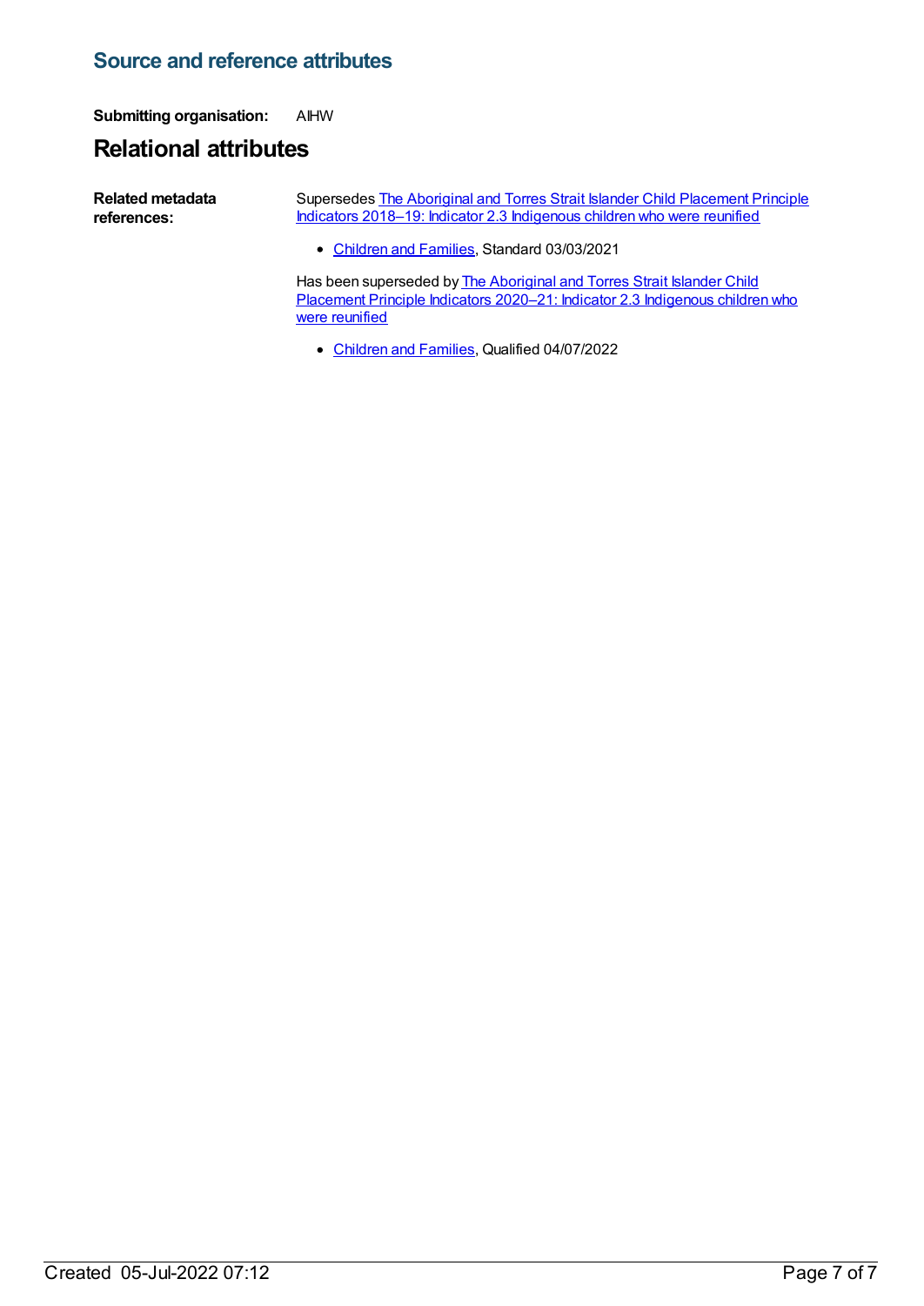## Source and reference attributes

**Submitting organisation:** AIHW

# Relational attributes

**Related metadata references:**

Supersedes The Aboriginal and Torres Strait Islander Child Placement Principle Indicators 2018–19: Indicator 2.3 Indigenous children who were reunified

- Children and Families, Standard 03/03/2021

Has been superseded by The Aboriginal and Torres Strait Islander Child Placement Principle Indicators 2020–21: Indicator 2.3 Indigenous children who were reunified

- Children and Families, Qualified 04/07/2022